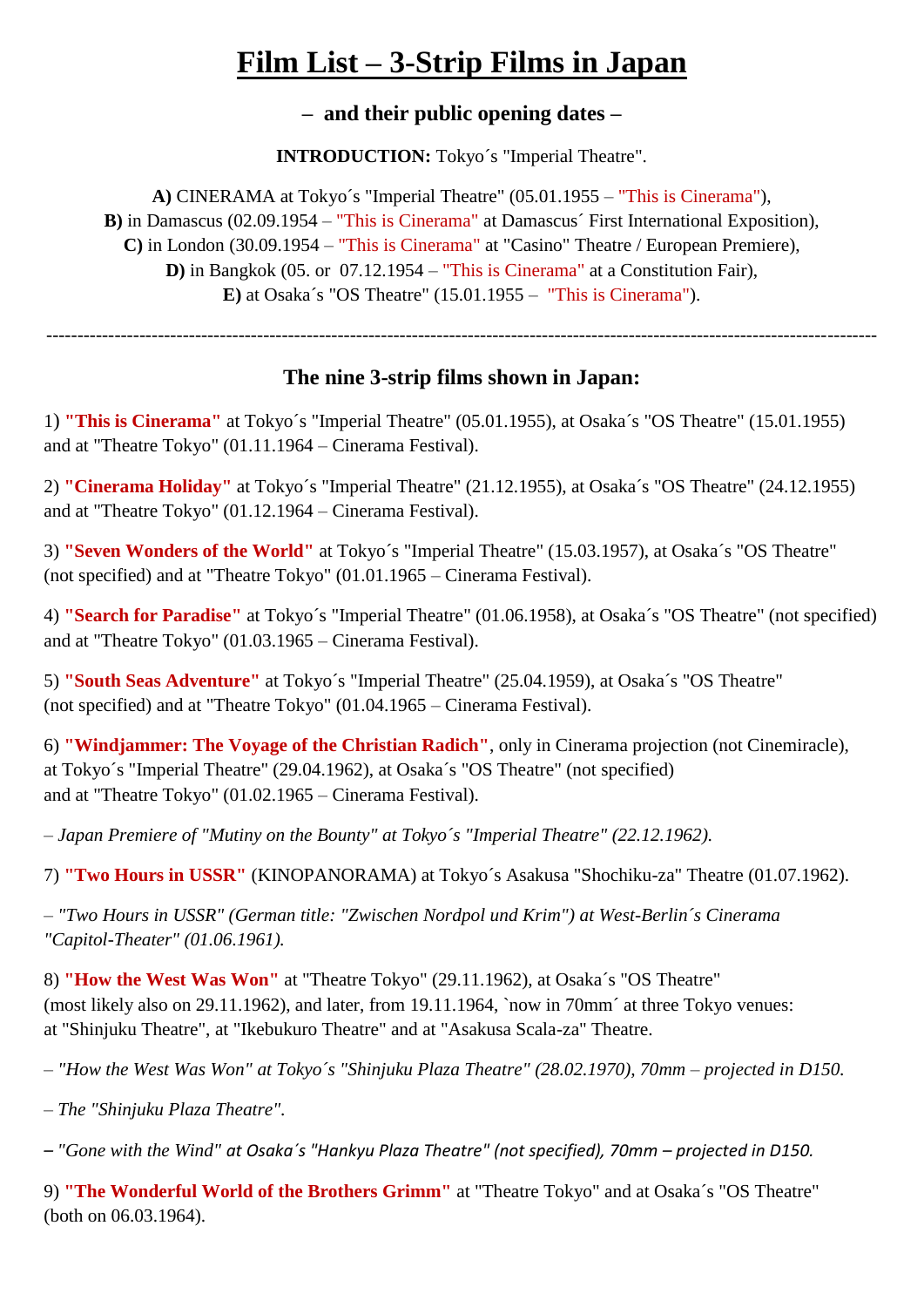# Film List – 3-Strip Films in Japan

**– and their public opening dates –**

**INTRODUCTION:** Tokyo´s "Imperial Theatre".

**A)** CINERAMA at Tokyo´s "Imperial Theatre" (05.01.1955 – "This is Cinerama"),
**B)** in Damascus (02.09.1954 – "This is Cinerama" at Damascus´ First International Exposition),
**C)** in London (30.09.1954 – "This is Cinerama" at "Casino" Theatre / European Premiere),
**D)** in Bangkok (05. or 07.12.1954 – "This is Cinerama" at a Constitution Fair),
**E)** at Osaka´s "OS Theatre" (15.01.1955 – "This is Cinerama").

---

## The nine 3-strip films shown in Japan:

1) **"This is Cinerama"** at Tokyo´s "Imperial Theatre" (05.01.1955), at Osaka´s "OS Theatre" (15.01.1955) and at "Theatre Tokyo" (01.11.1964 – Cinerama Festival).

2) **"Cinerama Holiday"** at Tokyo´s "Imperial Theatre" (21.12.1955), at Osaka´s "OS Theatre" (24.12.1955) and at "Theatre Tokyo" (01.12.1964 – Cinerama Festival).

3) **"Seven Wonders of the World"** at Tokyo´s "Imperial Theatre" (15.03.1957), at Osaka´s "OS Theatre" (not specified) and at "Theatre Tokyo" (01.01.1965 – Cinerama Festival).

4) **"Search for Paradise"** at Tokyo´s "Imperial Theatre" (01.06.1958), at Osaka´s "OS Theatre" (not specified) and at "Theatre Tokyo" (01.03.1965 – Cinerama Festival).

5) **"South Seas Adventure"** at Tokyo´s "Imperial Theatre" (25.04.1959), at Osaka´s "OS Theatre" (not specified) and at "Theatre Tokyo" (01.04.1965 – Cinerama Festival).

6) **"Windjammer: The Voyage of the Christian Radich"**, only in Cinerama projection (not Cinemiracle), at Tokyo´s "Imperial Theatre" (29.04.1962), at Osaka´s "OS Theatre" (not specified) and at "Theatre Tokyo" (01.02.1965 – Cinerama Festival).

– *Japan Premiere of "Mutiny on the Bounty" at Tokyo´s "Imperial Theatre" (22.12.1962).*

7) **"Two Hours in USSR"** (KINOPANORAMA) at Tokyo´s Asakusa "Shochiku-za" Theatre (01.07.1962).

– *"Two Hours in USSR" (German title: "Zwischen Nordpol und Krim") at West-Berlin´s Cinerama "Capitol-Theater" (01.06.1961).*

8) **"How the West Was Won"** at "Theatre Tokyo" (29.11.1962), at Osaka´s "OS Theatre" (most likely also on 29.11.1962), and later, from 19.11.1964, `now in 70mm´ at three Tokyo venues: at "Shinjuku Theatre", at "Ikebukuro Theatre" and at "Asakusa Scala-za" Theatre.

– *"How the West Was Won" at Tokyo´s "Shinjuku Plaza Theatre" (28.02.1970), 70mm – projected in D150.*

– *The "Shinjuku Plaza Theatre".*

– *"Gone with the Wind" at Osaka´s "Hankyu Plaza Theatre" (not specified), 70mm – projected in D150.*

9) **"The Wonderful World of the Brothers Grimm"** at "Theatre Tokyo" and at Osaka´s "OS Theatre" (both on 06.03.1964).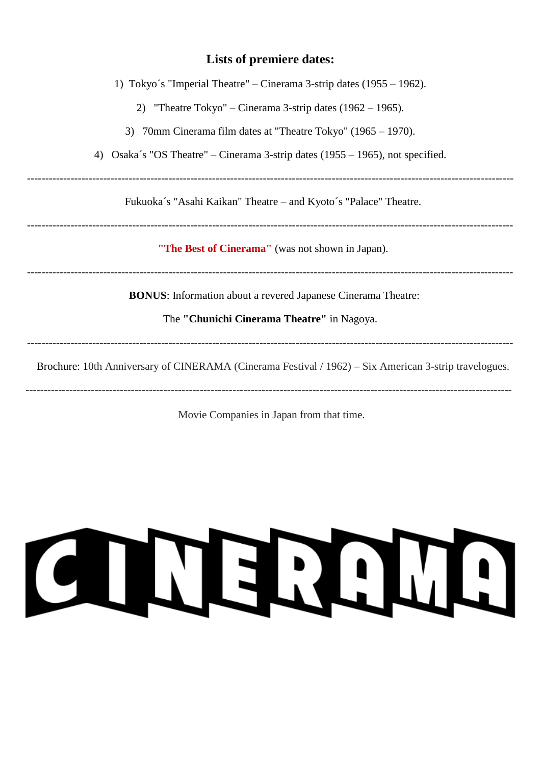## Lists of premiere dates:

1) Tokyo´s "Imperial Theatre" – Cinerama 3-strip dates (1955 – 1962).

2) "Theatre Tokyo" – Cinerama 3-strip dates (1962 – 1965).

3) 70mm Cinerama film dates at "Theatre Tokyo" (1965 – 1970).

4) Osaka´s "OS Theatre" – Cinerama 3-strip dates (1955 – 1965), not specified.

---

Fukuoka´s "Asahi Kaikan" Theatre – and Kyoto´s "Palace" Theatre.

---

**"The Best of Cinerama"** (was not shown in Japan).

---

**BONUS**: Information about a revered Japanese Cinerama Theatre:

The **"Chunichi Cinerama Theatre"** in Nagoya.

---

Brochure: 10th Anniversary of CINERAMA (Cinerama Festival / 1962) – Six American 3-strip travelogues.

---

Movie Companies in Japan from that time.

CINERAMA